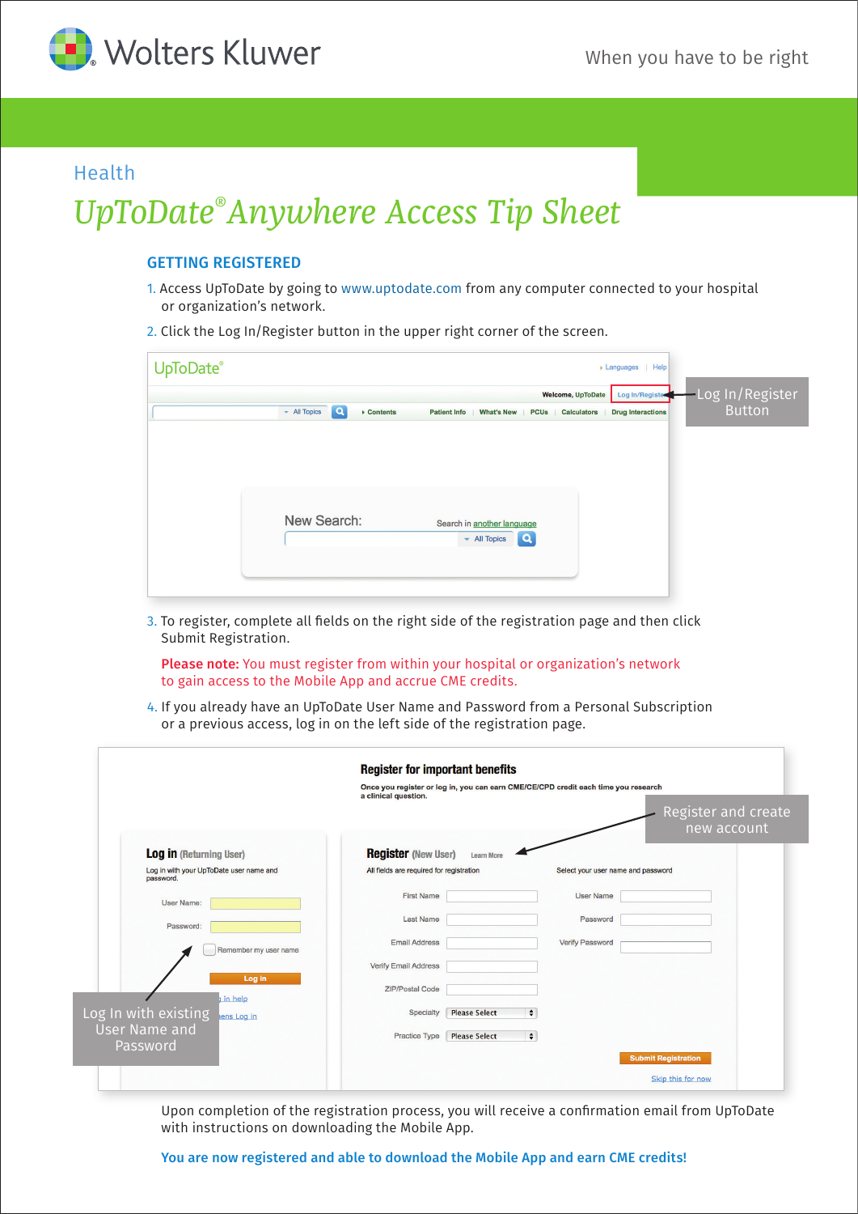Wolters Kluwer

When you have to be right

Health

# *UpToDate® Anywhere Access Tip Sheet*

## GETTING REGISTERED

1. Access UpToDate by going to www.uptodate.com from any computer connected to your hospital or organization's network.
2. Click the Log In/Register button in the upper right corner of the screen.

Log In/Register Button

3. To register, complete all fields on the right side of the registration page and then click Submit Registration.

   **Please note:** You must register from within your hospital or organization's network to gain access to the Mobile App and accrue CME credits.

4. If you already have an UpToDate User Name and Password from a Personal Subscription or a previous access, log in on the left side of the registration page.

Register and create new account

Log In with existing User Name and Password

Upon completion of the registration process, you will receive a confirmation email from UpToDate with instructions on downloading the Mobile App.

**You are now registered and able to download the Mobile App and earn CME credits!**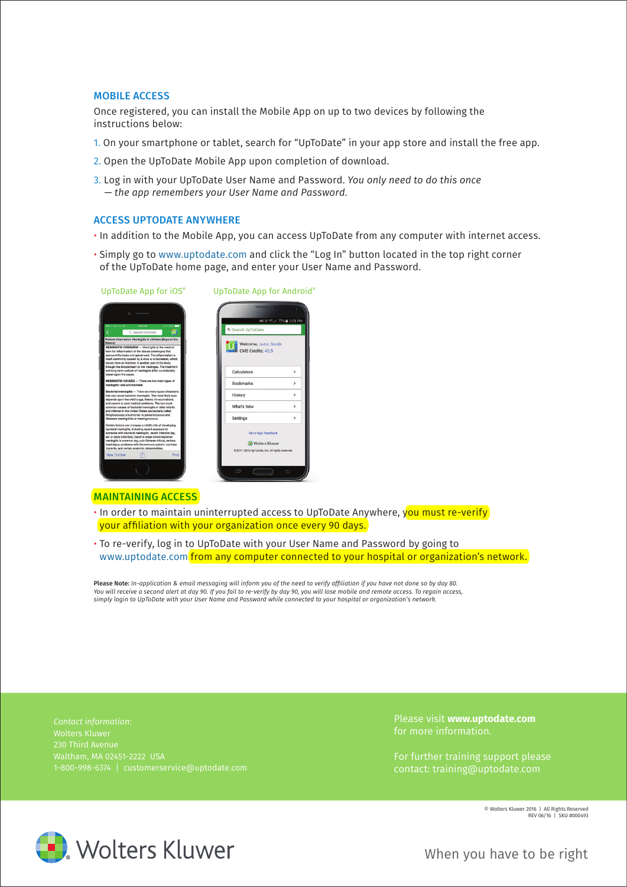## MOBILE ACCESS

Once registered, you can install the Mobile App on up to two devices by following the instructions below:

1. On your smartphone or tablet, search for "UpToDate" in your app store and install the free app.
2. Open the UpToDate Mobile App upon completion of download.
3. Log in with your UpToDate User Name and Password. *You only need to do this once — the app remembers your User Name and Password.*

## ACCESS UPTODATE ANYWHERE

- In addition to the Mobile App, you can access UpToDate from any computer with internet access.
- Simply go to www.uptodate.com and click the "Log In" button located in the top right corner of the UpToDate home page, and enter your User Name and Password.

UpToDate App for iOS®

UpToDate App for Android®

## MAINTAINING ACCESS

- In order to maintain uninterrupted access to UpToDate Anywhere, you must re-verify your affiliation with your organization once every 90 days.
- To re-verify, log in to UpToDate with your User Name and Password by going to www.uptodate.com from any computer connected to your hospital or organization's network.

**Please Note:** *In-application & email messaging will inform you of the need to verify affiliation if you have not done so by day 80. You will receive a second alert at day 90. If you fail to re-verify by day 90, you will lose mobile and remote access. To regain access, simply login to UpToDate with your User Name and Password while connected to your hospital or organization's network.*

*Contact information:*
Wolters Kluwer
230 Third Avenue
Waltham, MA 02451-2222 USA
1-800-998-6374 | customerservice@uptodate.com

Please visit **www.uptodate.com** for more information.

For further training support please contact: training@uptodate.com

© Wolters Kluwer 2016 | All Rights Reserved
REV 06/16 | SKU #000493

Wolters Kluwer

When you have to be right